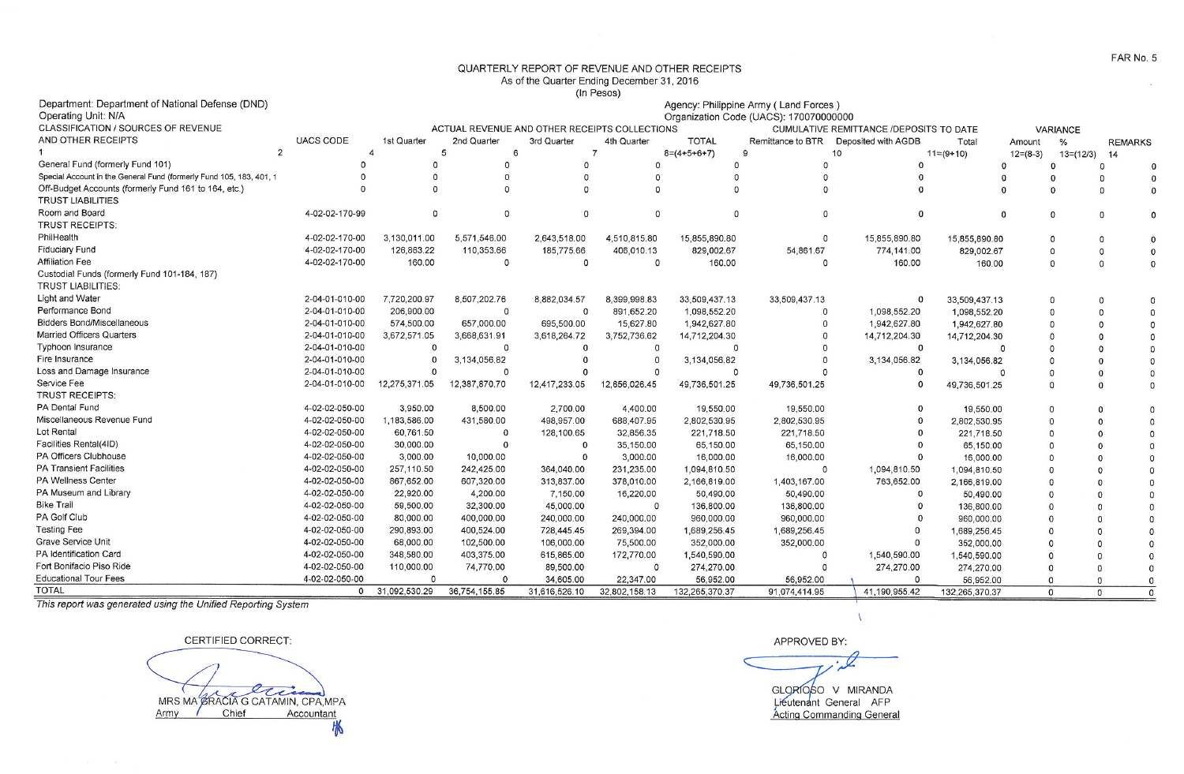FAR No. 5

# QUARTERLY REPORT OF REVENUE AND OTHER RECEIPTS

As of the Quarter Ending December 31, 2016

(In Pesos)

Department: Department of National Defense (DND)
Operating Unit: N/A

Agency: Philippine Army ( Land Forces )
Organization Code (UACS): 170070000000

| CLASSIFICATION / SOURCES OF REVENUE AND OTHER RECEIPTS | UACS CODE | ACTUAL REVENUE AND OTHER RECEIPTS COLLECTIONS | | | | | CUMULATIVE REMITTANCE /DEPOSITS TO DATE | | | VARIANCE | | REMARKS |
|---|---|---|---|---|---|---|---|---|---|---|---|---|
| | | 1st Quarter | 2nd Quarter | 3rd Quarter | 4th Quarter | TOTAL | Remittance to BTR | Deposited with AGDB | Total | Amount | % | |
| 1 | 2 | 4 | 5 | 6 | 7 | 8=(4+5+6+7) | 9 | 10 | 11=(9+10) | 12=(8-3) | 13=(12/3) | 14 |
| General Fund (formerly Fund 101) | 0 | 0 | 0 | 0 | 0 | 0 | 0 | 0 | 0 | 0 | 0 | 0 |
| Special Account in the General Fund (formerly Fund 105, 183, 401, 1 | 0 | 0 | 0 | 0 | 0 | 0 | 0 | 0 | 0 | 0 | 0 | 0 |
| Off-Budget Accounts (formerly Fund 161 to 164, etc.) | 0 | 0 | 0 | 0 | 0 | 0 | 0 | 0 | 0 | 0 | 0 | 0 |
| TRUST LIABILITIES | | | | | | | | | | | | |
| Room and Board | 4-02-02-170-99 | 0 | 0 | 0 | 0 | 0 | 0 | 0 | 0 | 0 | 0 | 0 |
| TRUST RECEIPTS: | | | | | | | | | | | | |
| PhilHealth | 4-02-02-170-00 | 3,130,011.00 | 5,571,546.00 | 2,643,518.00 | 4,510,815.80 | 15,855,890.80 | 0 | 15,855,890.80 | 15,855,890.80 | 0 | 0 | 0 |
| Fiduciary Fund | 4-02-02-170-00 | 126,863.22 | 110,353.66 | 185,775.66 | 406,010.13 | 829,002.67 | 54,861.67 | 774,141.00 | 829,002.67 | 0 | 0 | 0 |
| Affiliation Fee | 4-02-02-170-00 | 160.00 | 0 | 0 | 0 | 160.00 | 0 | 160.00 | 160.00 | 0 | 0 | 0 |
| Custodial Funds (formerly Fund 101-184, 187) | | | | | | | | | | | | |
| TRUST LIABILITIES: | | | | | | | | | | | | |
| Light and Water | 2-04-01-010-00 | 7,720,200.97 | 8,507,202.76 | 8,882,034.57 | 8,399,998.83 | 33,509,437.13 | 33,509,437.13 | 0 | 33,509,437.13 | 0 | 0 | 0 |
| Performance Bond | 2-04-01-010-00 | 206,900.00 | 0 | 0 | 891,652.20 | 1,098,552.20 | 0 | 1,098,552.20 | 1,098,552.20 | 0 | 0 | 0 |
| Bidders Bond/Miscellaneous | 2-04-01-010-00 | 574,500.00 | 657,000.00 | 695,500.00 | 15,627.80 | 1,942,627.80 | 0 | 1,942,627.80 | 1,942,627.80 | 0 | 0 | 0 |
| Married Officers Quarters | 2-04-01-010-00 | 3,672,571.05 | 3,668,631.91 | 3,618,264.72 | 3,752,736.62 | 14,712,204.30 | 0 | 14,712,204.30 | 14,712,204.30 | 0 | 0 | 0 |
| Typhoon Insurance | 2-04-01-010-00 | 0 | 0 | 0 | 0 | 0 | 0 | 0 | 0 | 0 | 0 | 0 |
| Fire Insurance | 2-04-01-010-00 | 0 | 3,134,056.82 | 0 | 0 | 3,134,056.82 | 0 | 3,134,056.82 | 3,134,056.82 | 0 | 0 | 0 |
| Loss and Damage Insurance | 2-04-01-010-00 | 0 | 0 | 0 | 0 | 0 | 0 | 0 | 0 | 0 | 0 | 0 |
| Service Fee | 2-04-01-010-00 | 12,275,371.05 | 12,387,870.70 | 12,417,233.05 | 12,656,026.45 | 49,736,501.25 | 49,736,501.25 | 0 | 49,736,501.25 | 0 | 0 | 0 |
| TRUST RECEIPTS: | | | | | | | | | | | | |
| PA Dental Fund | 4-02-02-050-00 | 3,950.00 | 8,500.00 | 2,700.00 | 4,400.00 | 19,550.00 | 19,550.00 | 0 | 19,550.00 | 0 | 0 | 0 |
| Miscellaneous Revenue Fund | 4-02-02-050-00 | 1,183,586.00 | 431,580.00 | 498,957.00 | 688,407.95 | 2,802,530.95 | 2,802,530.95 | 0 | 2,802,530.95 | 0 | 0 | 0 |
| Lot Rental | 4-02-02-050-00 | 60,761.50 | 0 | 128,100.65 | 32,856.35 | 221,718.50 | 221,718.50 | 0 | 221,718.50 | 0 | 0 | 0 |
| Facilities Rental(4ID) | 4-02-02-050-00 | 30,000.00 | 0 | 0 | 35,150.00 | 65,150.00 | 65,150.00 | 0 | 65,150.00 | 0 | 0 | 0 |
| PA Officers Clubhouse | 4-02-02-050-00 | 3,000.00 | 10,000.00 | 0 | 3,000.00 | 16,000.00 | 16,000.00 | 0 | 16,000.00 | 0 | 0 | 0 |
| PA Transient Facilities | 4-02-02-050-00 | 257,110.50 | 242,425.00 | 364,040.00 | 231,235.00 | 1,094,810.50 | 0 | 1,094,810.50 | 1,094,810.50 | 0 | 0 | 0 |
| PA Wellness Center | 4-02-02-050-00 | 867,652.00 | 607,320.00 | 313,837.00 | 378,010.00 | 2,166,819.00 | 1,403,167.00 | 763,652.00 | 2,166,819.00 | 0 | 0 | 0 |
| PA Museum and Library | 4-02-02-050-00 | 22,920.00 | 4,200.00 | 7,150.00 | 16,220.00 | 50,490.00 | 50,490.00 | 0 | 50,490.00 | 0 | 0 | 0 |
| Bike Trail | 4-02-02-050-00 | 59,500.00 | 32,300.00 | 45,000.00 | 0 | 136,800.00 | 136,800.00 | 0 | 136,800.00 | 0 | 0 | 0 |
| PA Golf Club | 4-02-02-050-00 | 80,000.00 | 400,000.00 | 240,000.00 | 240,000.00 | 960,000.00 | 960,000.00 | 0 | 960,000.00 | 0 | 0 | 0 |
| Testing Fee | 4-02-02-050-00 | 290,893.00 | 400,524.00 | 728,445.45 | 269,394.00 | 1,689,256.45 | 1,689,256.45 | 0 | 1,689,256.45 | 0 | 0 | 0 |
| Grave Service Unit | 4-02-02-050-00 | 68,000.00 | 102,500.00 | 106,000.00 | 75,500.00 | 352,000.00 | 352,000.00 | 0 | 352,000.00 | 0 | 0 | 0 |
| PA Identification Card | 4-02-02-050-00 | 348,580.00 | 403,375.00 | 615,865.00 | 172,770.00 | 1,540,590.00 | 0 | 1,540,590.00 | 1,540,590.00 | 0 | 0 | 0 |
| Fort Bonifacio Piso Ride | 4-02-02-050-00 | 110,000.00 | 74,770.00 | 89,500.00 | 0 | 274,270.00 | 0 | 274,270.00 | 274,270.00 | 0 | 0 | 0 |
| Educational Tour Fees | 4-02-02-050-00 | 0 | 0 | 34,605.00 | 22,347.00 | 56,952.00 | 56,952.00 | 0 | 56,952.00 | 0 | 0 | 0 |
| TOTAL | 0 | 31,092,530.29 | 36,754,155.85 | 31,616,526.10 | 32,802,158.13 | 132,265,370.37 | 91,074,414.95 | 41,190,955.42 | 132,265,370.37 | 0 | 0 | 0 |

*This report was generated using the Unified Reporting System*

CERTIFIED CORRECT:

MRS MA GRACIA G CATAMIN, CPA,MPA
Army Chief Accountant

APPROVED BY:

GLORIOSO V MIRANDA
Lieutenant General AFP
Acting Commanding General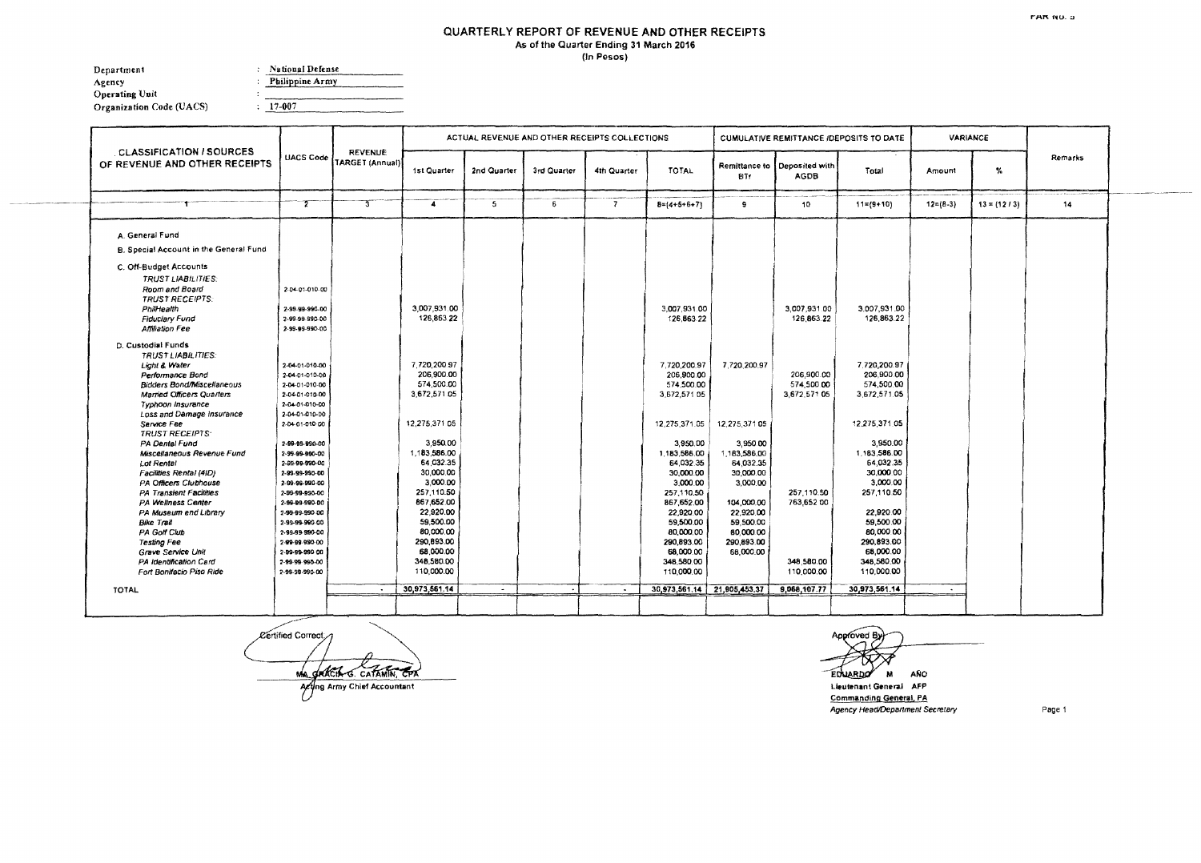# QUARTERLY REPORT OF REVENUE AND OTHER RECEIPTS

As of the Quarter Ending 31 March 2016

(In Pesos)

Department : National Defense
Agency : Philippine Army
Operating Unit :
Organization Code (UACS) : 17-007

| CLASSIFICATION / SOURCES OF REVENUE AND OTHER RECEIPTS | UACS Code | REVENUE TARGET (Annual) | ACTUAL REVENUE AND OTHER RECEIPTS COLLECTIONS | | | | | CUMULATIVE REMITTANCE /DEPOSITS TO DATE | | | VARIANCE | | Remarks |
|---|---|---|---|---|---|---|---|---|---|---|---|---|---|
| | | | 1st Quarter | 2nd Quarter | 3rd Quarter | 4th Quarter | TOTAL | Remittance to BTr | Deposited with AGDB | Total | Amount | % | |
| 1 | 2 | 3 | 4 | 5 | 6 | 7 | 8=(4+5+6+7) | 9 | 10 | 11=(9+10) | 12=(8-3) | 13 = (12 / 3) | 14 |
| A. General Fund | | | | | | | | | | | | | |
| B. Special Account in the General Fund | | | | | | | | | | | | | |
| C. Off-Budget Accounts | | | | | | | | | | | | | |
| *TRUST LIABILITIES:* | | | | | | | | | | | | | |
| *Room and Board* | 2-04-01-010-00 | | | | | | | | | | | | |
| *TRUST RECEIPTS:* | | | | | | | | | | | | | |
| *PhilHealth* | 2-99-99-990-00 | | 3,007,931.00 | | | | 3,007,931.00 | | 3,007,931.00 | 3,007,931.00 | | | |
| *Fiduciary Fund* | 2-99-99-990-00 | | 126,863.22 | | | | 126,863.22 | | 126,863.22 | 126,863.22 | | | |
| *Affiliation Fee* | 2-99-99-990-00 | | | | | | | | | | | | |
| D. Custodial Funds | | | | | | | | | | | | | |
| *TRUST LIABILITIES:* | | | | | | | | | | | | | |
| *Light & Water* | 2-04-01-010-00 | | 7,720,200.97 | | | | 7,720,200.97 | 7,720,200.97 | | 7,720,200.97 | | | |
| *Performance Bond* | 2-04-01-010-00 | | 206,900.00 | | | | 206,900.00 | | 206,900.00 | 206,900.00 | | | |
| *Bidders Bond/Miscellaneous* | 2-04-01-010-00 | | 574,500.00 | | | | 574,500.00 | | 574,500.00 | 574,500.00 | | | |
| *Married Officers Quarters* | 2-04-01-010-00 | | 3,672,571.05 | | | | 3,672,571.05 | | 3,672,571.05 | 3,672,571.05 | | | |
| *Typhoon Insurance* | 2-04-01-010-00 | | | | | | | | | | | | |
| *Loss and Damage Insurance* | 2-04-01-010-00 | | | | | | | | | | | | |
| *Service Fee* | 2-04-01-010-00 | | 12,275,371.05 | | | | 12,275,371.05 | 12,275,371.05 | | 12,275,371.05 | | | |
| *TRUST RECEIPTS:* | | | | | | | | | | | | | |
| *PA Dental Fund* | 2-99-99-990-00 | | 3,950.00 | | | | 3,950.00 | 3,950.00 | | 3,950.00 | | | |
| *Miscellaneous Revenue Fund* | 2-99-99-990-00 | | 1,183,586.00 | | | | 1,183,586.00 | 1,183,586.00 | | 1,183,586.00 | | | |
| *Lot Rental* | 2-99-99-990-00 | | 64,032.35 | | | | 64,032.35 | 64,032.35 | | 64,032.35 | | | |
| *Facilities Rental (4ID)* | 2-99-99-990-00 | | 30,000.00 | | | | 30,000.00 | 30,000.00 | | 30,000.00 | | | |
| *PA Officers Clubhouse* | 2-99-99-990-00 | | 3,000.00 | | | | 3,000.00 | 3,000.00 | | 3,000.00 | | | |
| *PA Transient Facilities* | 2-99-99-990-00 | | 257,110.50 | | | | 257,110.50 | | 257,110.50 | 257,110.50 | | | |
| *PA Wellness Center* | 2-99-99-990-00 | | 867,652.00 | | | | 867,652.00 | 104,000.00 | 763,652.00 | | | | |
| *PA Museum and Library* | 2-99-99-990-00 | | 22,920.00 | | | | 22,920.00 | 22,920.00 | | 22,920.00 | | | |
| *Bike Trail* | 2-99-99-990-00 | | 59,500.00 | | | | 59,500.00 | 59,500.00 | | 59,500.00 | | | |
| *PA Golf Club* | 2-99-99-990-00 | | 80,000.00 | | | | 80,000.00 | 80,000.00 | | 80,000.00 | | | |
| *Testing Fee* | 2-99-99-990-00 | | 290,893.00 | | | | 290,893.00 | 290,893.00 | | 290,893.00 | | | |
| *Grave Service Unit* | 2-99-99-990-00 | | 68,000.00 | | | | 68,000.00 | 68,000.00 | | 68,000.00 | | | |
| *PA Identification Card* | 2-99-99-990-00 | | 348,580.00 | | | | 348,580.00 | | 348,580.00 | 348,580.00 | | | |
| *Fort Bonifacio Piso Ride* | 2-99-99-990-00 | | 110,000.00 | | | | 110,000.00 | | 110,000.00 | 110,000.00 | | | |
| TOTAL | | - | 30,973,561.14 | - | - | - | 30,973,561.14 | 21,905,453.37 | 9,068,107.77 | 30,973,561.14 | - | | |

Certified Correct:

MA. GRACIA G. CATAMIN, CPA
Acting Army Chief Accountant

Approved By:

EDUARDO M AÑO
Lieutenant General AFP
Commanding General, PA
*Agency Head/Department Secretary*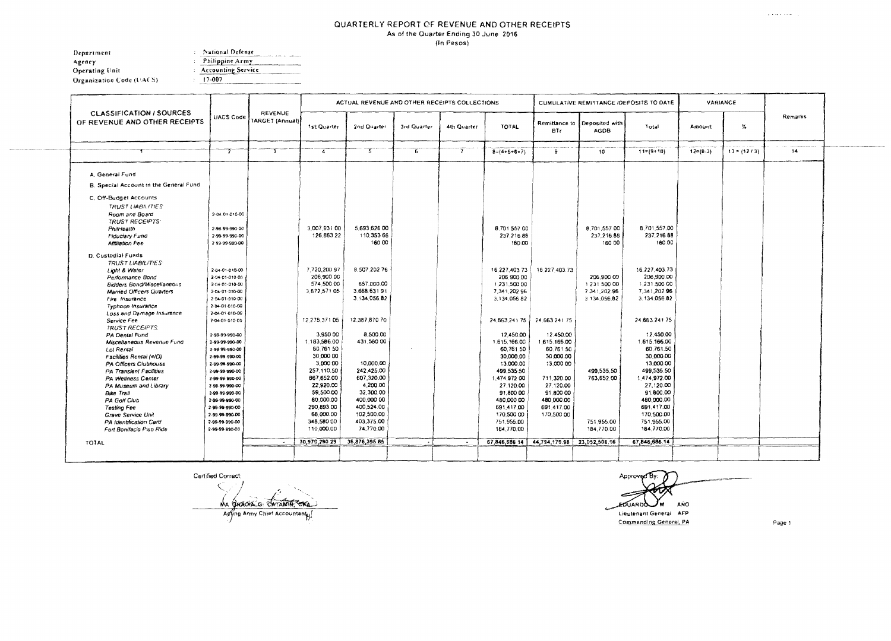# QUARTERLY REPORT OF REVENUE AND OTHER RECEIPTS

As of the Quarter Ending 30 June 2016

(In Pesos)

Department : National Defense
Agency : Philippine Army
Operating Unit : Accounting Service
Organization Code (UACS) : 17-007

| CLASSIFICATION / SOURCES OF REVENUE AND OTHER RECEIPTS | UACS Code | REVENUE TARGET (Annual) | ACTUAL REVENUE AND OTHER RECEIPTS COLLECTIONS | | | | | CUMULATIVE REMITTANCE /DEPOSITS TO DATE | | | VARIANCE | | Remarks |
|---|---|---|---|---|---|---|---|---|---|---|---|---|---|
| | | | 1st Quarter | 2nd Quarter | 3rd Quarter | 4th Quarter | TOTAL | Remittance to BTr | Deposited with AGDB | Total | Amount | % | |
| 1 | 2 | 3 | 4 | 5 | 6 | 7 | 8=(4+5+6+7) | 9 | 10 | 11=(9+10) | 12=(8-3) | 13 = (12 / 3) | 14 |
| A. General Fund | | | | | | | | | | | | | |
| B. Special Account in the General Fund | | | | | | | | | | | | | |
| C. Off-Budget Accounts | | | | | | | | | | | | | |
| *TRUST LIABILITIES:* | | | | | | | | | | | | | |
| *Room and Board* | 2-04-01-010-00 | | | | | | | | | | | | |
| *TRUST RECEIPTS:* | | | | | | | | | | | | | |
| *PhilHealth* | 2-99-99-990-00 | | 3,007,931.00 | 5,693,626.00 | | | 8,701,557.00 | | 8,701,557.00 | 8,701,557.00 | | | |
| *Fiduciary Fund* | 2-99-99-990-00 | | 126,863.22 | 110,353.66 | | | 237,216.88 | | 237,216.88 | 237,216.88 | | | |
| *Affiliation Fee* | 2-99-99-990-00 | | | 160.00 | | | 160.00 | | 160.00 | 160.00 | | | |
| D. Custodial Funds | | | | | | | | | | | | | |
| *TRUST LIABILITIES:* | | | | | | | | | | | | | |
| *Light & Water* | 2-04-01-010-00 | | 7,720,200.97 | 8,507,202.76 | | | 16,227,403.73 | 16,227,403.73 | | 16,227,403.73 | | | |
| *Performance Bond* | 2-04-01-010-00 | | 206,900.00 | | | | 206,900.00 | | 206,900.00 | 206,900.00 | | | |
| *Bidders Bond/Miscellaneous* | 2-04-01-010-00 | | 574,500.00 | 657,000.00 | | | 1,231,500.00 | | 1,231,500.00 | 1,231,500.00 | | | |
| *Married Officers Quarters* | 2-04-01-010-00 | | 3,672,571.05 | 3,668,631.91 | | | 7,341,202.96 | | 7,341,202.96 | 7,341,202.96 | | | |
| *Fire Insurance* | 2-04-01-010-00 | | | 3,134,056.82 | | | 3,134,056.82 | | 3,134,056.82 | 3,134,056.82 | | | |
| *Typhoon Insurance* | 2-04-01-010-00 | | | | | | | | | | | | |
| *Loss and Damage Insurance* | 2-04-01-010-00 | | | | | | | | | | | | |
| *Service Fee* | 2-04-01-010-00 | | 12,275,371.05 | 12,387,870.70 | | | 24,663,241.75 | 24,663,241.75 | | 24,663,241.75 | | | |
| *TRUST RECEIPTS:* | | | | | | | | | | | | | |
| *PA Dental Fund* | 2-99-99-990-00 | | 3,950.00 | 8,500.00 | | | 12,450.00 | 12,450.00 | | 12,450.00 | | | |
| *Miscellaneous Revenue Fund* | 2-99-99-990-00 | | 1,183,586.00 | 431,580.00 | | | 1,615,166.00 | 1,615,166.00 | | 1,615,166.00 | | | |
| *Lot Rental* | 2-99-99-990-00 | | 60,761.50 | | | | 60,761.50 | 60,761.50 | | 60,761.50 | | | |
| *Facilities Rental (4ID)* | 2-99-99-990-00 | | 30,000.00 | | | | 30,000.00 | 30,000.00 | | 30,000.00 | | | |
| *PA Officers Clubhouse* | 2-99-99-990-00 | | 3,000.00 | 10,000.00 | | | 13,000.00 | 13,000.00 | | 13,000.00 | | | |
| *PA Transient Facilities* | 2-99-99-990-00 | | 257,110.50 | 242,425.00 | | | 499,535.50 | | 499,535.50 | 499,535.50 | | | |
| *PA Wellness Center* | 2-99-99-990-00 | | 867,652.00 | 607,320.00 | | | 1,474,972.00 | 711,320.00 | 763,652.00 | 1,474,972.00 | | | |
| *PA Museum and Library* | 2-99-99-990-00 | | 22,920.00 | 4,200.00 | | | 27,120.00 | 27,120.00 | | 27,120.00 | | | |
| *Bike Trail* | 2-99-99-990-00 | | 59,500.00 | 32,300.00 | | | 91,800.00 | 91,800.00 | | 91,800.00 | | | |
| *PA Golf Club* | 2-99-99-990-00 | | 80,000.00 | 400,000.00 | | | 480,000.00 | 480,000.00 | | 480,000.00 | | | |
| *Testing Fee* | 2-99-99-990-00 | | 290,893.00 | 400,524.00 | | | 691,417.00 | 691,417.00 | | 691,417.00 | | | |
| *Grave Service Unit* | 2-99-99-990-00 | | 68,000.00 | 102,500.00 | | | 170,500.00 | 170,500.00 | | 170,500.00 | | | |
| *PA Identification Card* | 2-99-99-990-00 | | 348,580.00 | 403,375.00 | | | 751,955.00 | | 751,955.00 | 751,955.00 | | | |
| *Fort Bonifacio Piso Ride* | 2-99-99-990-00 | | 110,000.00 | 74,770.00 | | | 184,770.00 | | 184,770.00 | 184,770.00 | | | |
| TOTAL | | - | 30,970,290.29 | 36,876,395.85 | - | - | 67,846,686.14 | 44,794,179.98 | 23,052,506.16 | 67,846,686.14 | | | |

Certified Correct:

MA GRACIA G. CATAMIN, CPA
Acting Army Chief Accountant

Approved By:

EDUARDO M ANO
Lieutenant General AFP
Commanding General, PA